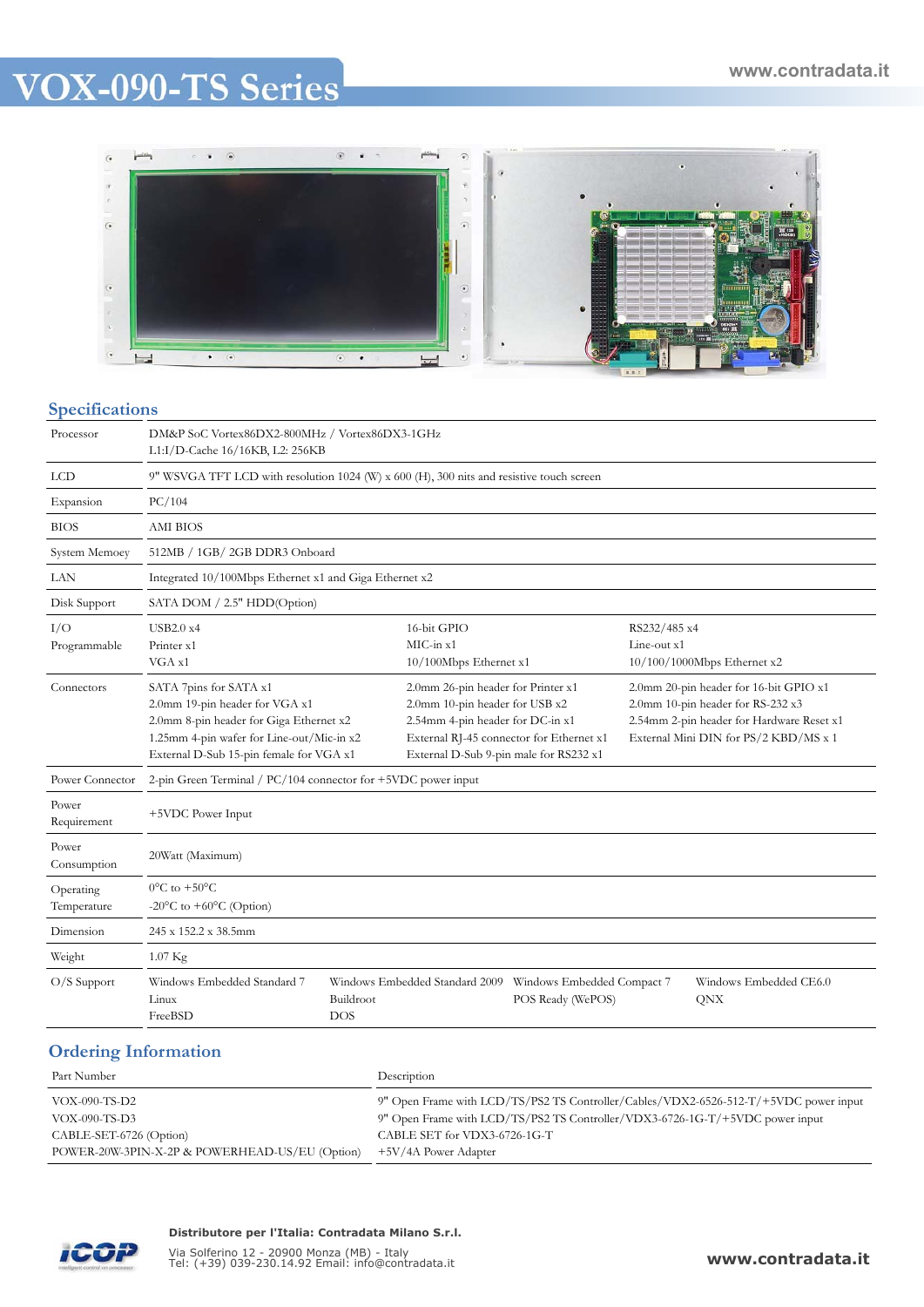# VOX-090-TS Series

www.contradata.it

## Specifications

| | | | |
|---|---|---|---|
| Processor | DM&P SoC Vortex86DX2-800MHz / Vortex86DX3-1GHz<br>L1:I/D-Cache 16/16KB, L2: 256KB | | |
| LCD | 9" WSVGA TFT LCD with resolution 1024 (W) x 600 (H), 300 nits and resistive touch screen | | |
| Expansion | PC/104 | | |
| BIOS | AMI BIOS | | |
| System Memoey | 512MB / 1GB/ 2GB DDR3 Onboard | | |
| LAN | Integrated 10/100Mbps Ethernet x1 and Giga Ethernet x2 | | |
| Disk Support | SATA DOM / 2.5" HDD(Option) | | |
| I/O Programmable | USB2.0 x4<br>Printer x1<br>VGA x1 | 16-bit GPIO<br>MIC-in x1<br>10/100Mbps Ethernet x1 | RS232/485 x4<br>Line-out x1<br>10/100/1000Mbps Ethernet x2 |
| Connectors | SATA 7pins for SATA x1<br>2.0mm 19-pin header for VGA x1<br>2.0mm 8-pin header for Giga Ethernet x2<br>1.25mm 4-pin wafer for Line-out/Mic-in x2<br>External D-Sub 15-pin female for VGA x1 | 2.0mm 26-pin header for Printer x1<br>2.0mm 10-pin header for USB x2<br>2.54mm 4-pin header for DC-in x1<br>External RJ-45 connector for Ethernet x1<br>External D-Sub 9-pin male for RS232 x1 | 2.0mm 20-pin header for 16-bit GPIO x1<br>2.0mm 10-pin header for RS-232 x3<br>2.54mm 2-pin header for Hardware Reset x1<br>External Mini DIN for PS/2 KBD/MS x 1 |
| Power Connector | 2-pin Green Terminal / PC/104 connector for +5VDC power input | | |
| Power Requirement | +5VDC Power Input | | |
| Power Consumption | 20Watt (Maximum) | | |
| Operating Temperature | 0°C to +50°C<br>-20°C to +60°C (Option) | | |
| Dimension | 245 x 152.2 x 38.5mm | | |
| Weight | 1.07 Kg | | |
| O/S Support | Windows Embedded Standard 7<br>Linux<br>FreeBSD | Windows Embedded Standard 2009<br>Buildroot<br>DOS | Windows Embedded Compact 7<br>POS Ready (WePOS)<br><br>Windows Embedded CE6.0<br>QNX |

## Ordering Information

| Part Number | Description |
|---|---|
| VOX-090-TS-D2 | 9" Open Frame with LCD/TS/PS2 TS Controller/Cables/VDX2-6526-512-T/+5VDC power input |
| VOX-090-TS-D3 | 9" Open Frame with LCD/TS/PS2 TS Controller/VDX3-6726-1G-T/+5VDC power input |
| CABLE-SET-6726 (Option) | CABLE SET for VDX3-6726-1G-T |
| POWER-20W-3PIN-X-2P & POWERHEAD-US/EU (Option) | +5V/4A Power Adapter |

**Distributore per l'Italia: Contradata Milano S.r.l.**

Via Solferino 12 - 20900 Monza (MB) - Italy
Tel: (+39) 039-230.14.92 Email: info@contradata.it

**www.contradata.it**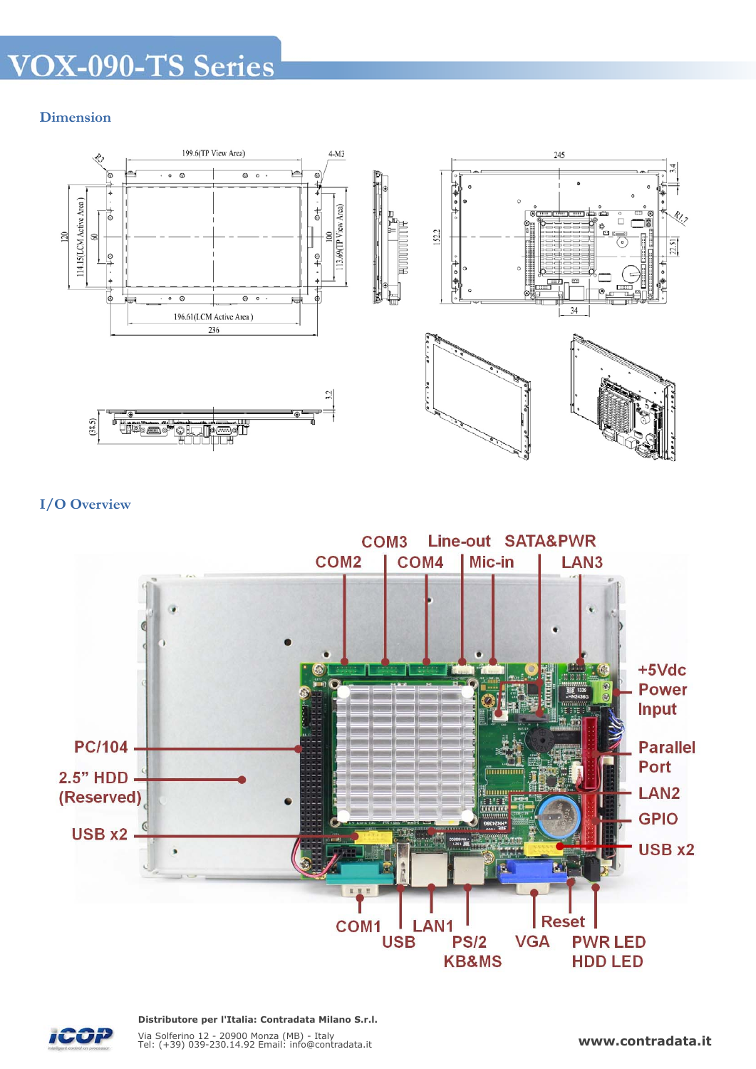# VOX-090-TS Series

## Dimension

199.6(TP View Area)
4-M3
R2
120
114.15(LCM Active Area)
60
100
113.69(TP View Area)
196.61(LCM Active Area)
236
245
3.4
R1.7
152.2
22.51
34
3.2
(38.5)

## I/O Overview

COM3
Line-out
SATA&PWR
COM2
COM4
Mic-in
LAN3
+5Vdc Power Input
PC/104
Parallel Port
2.5" HDD (Reserved)
LAN2
GPIO
USB x2
USB x2
COM1
LAN1
Reset
USB
PS/2 KB&MS
VGA
PWR LED
HDD LED

**Distributore per l'Italia: Contradata Milano S.r.l.**

Via Solferino 12 - 20900 Monza (MB) - Italy
Tel: (+39) 039-230.14.92 Email: info@contradata.it

**www.contradata.it**